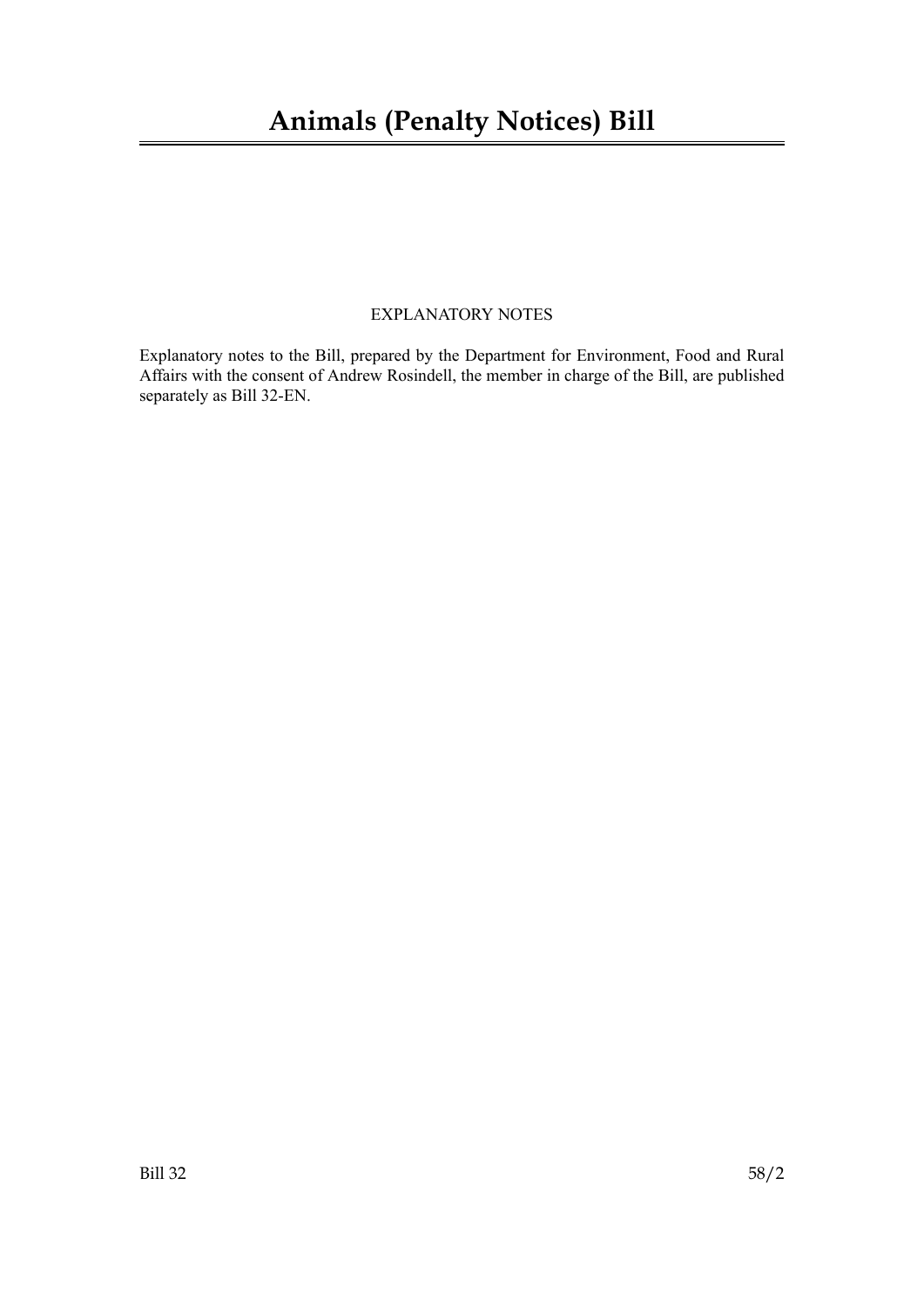# Animals (Penalty Notices) Bill

EXPLANATORY NOTES

Explanatory notes to the Bill, prepared by the Department for Environment, Food and Rural Affairs with the consent of Andrew Rosindell, the member in charge of the Bill, are published separately as Bill 32-EN.

Bill 32 58/2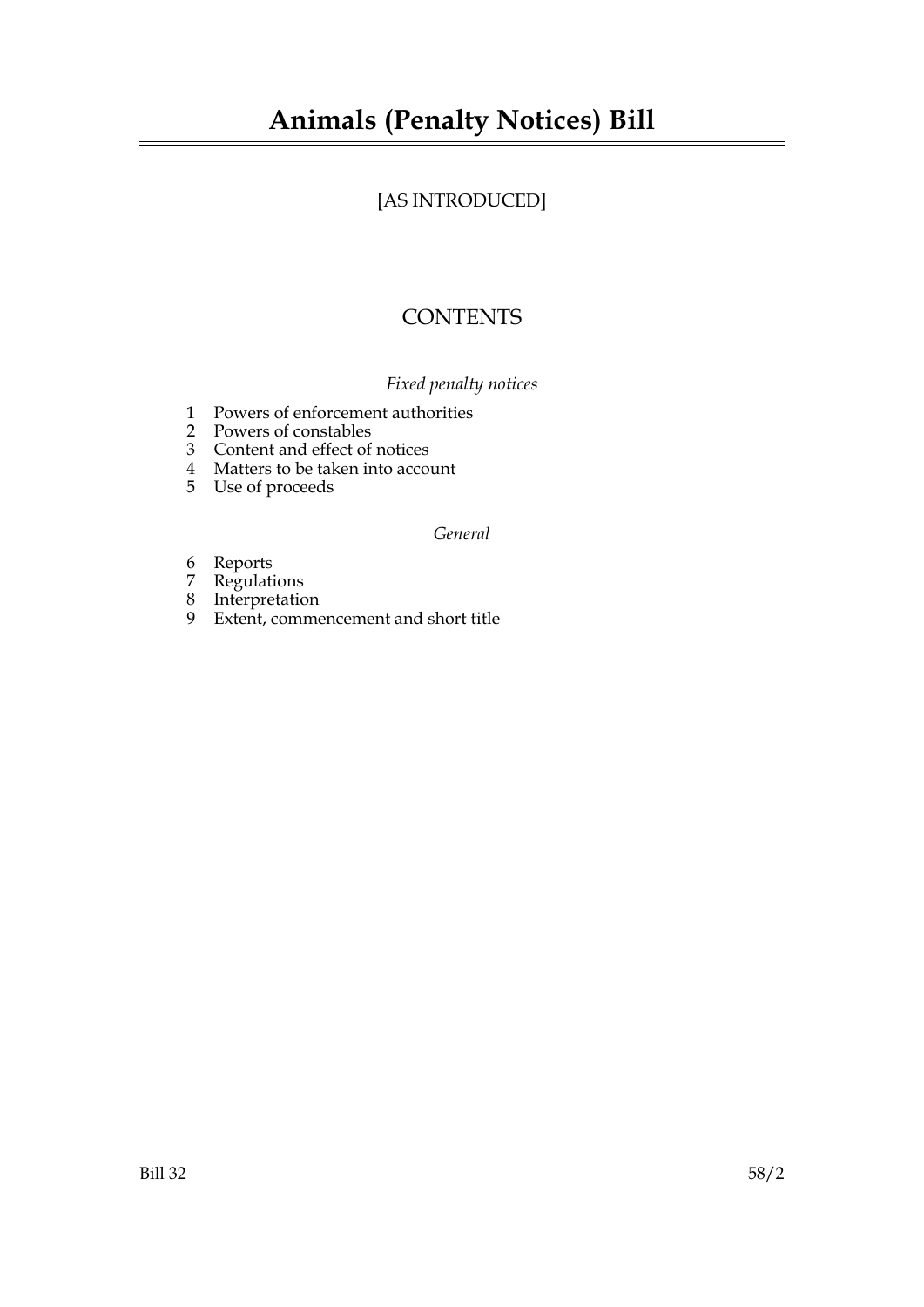# Animals (Penalty Notices) Bill

[AS INTRODUCED]

## CONTENTS

*Fixed penalty notices*

1 Powers of enforcement authorities
2 Powers of constables
3 Content and effect of notices
4 Matters to be taken into account
5 Use of proceeds

*General*

6 Reports
7 Regulations
8 Interpretation
9 Extent, commencement and short title

Bill 32 58/2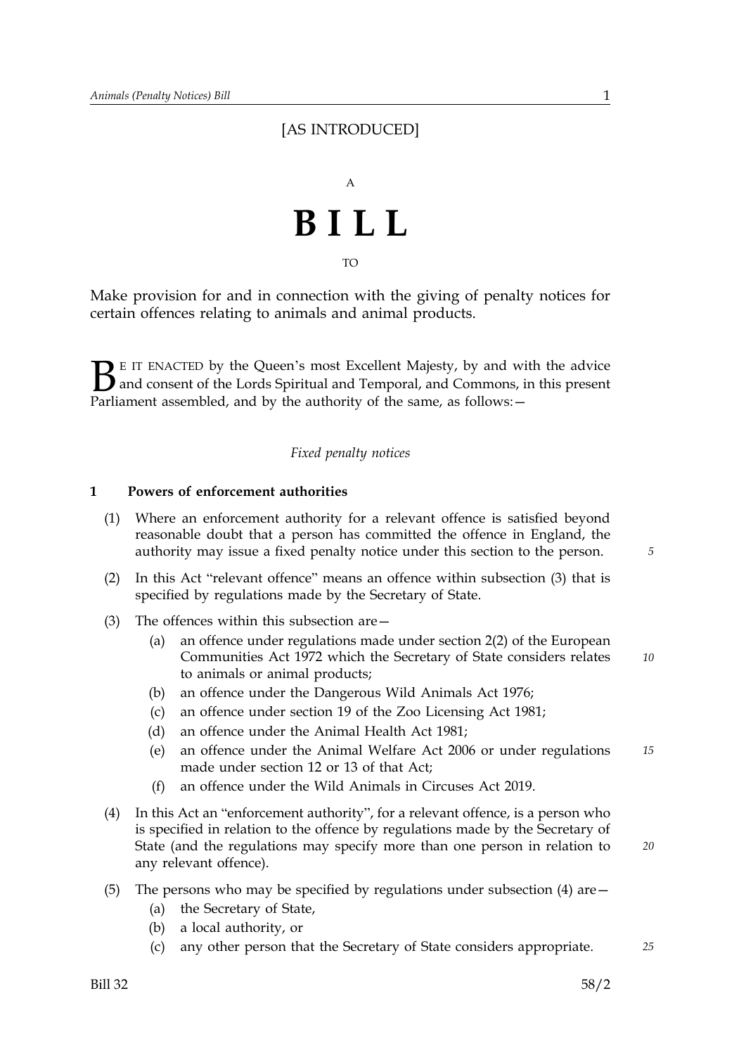[AS INTRODUCED]

A

# BILL

TO

Make provision for and in connection with the giving of penalty notices for certain offences relating to animals and animal products.

BE IT ENACTED by the Queen's most Excellent Majesty, by and with the advice and consent of the Lords Spiritual and Temporal, and Commons, in this present Parliament assembled, and by the authority of the same, as follows:—

*Fixed penalty notices*

### 1 Powers of enforcement authorities

(1) Where an enforcement authority for a relevant offence is satisfied beyond reasonable doubt that a person has committed the offence in England, the authority may issue a fixed penalty notice under this section to the person.

(2) In this Act "relevant offence" means an offence within subsection (3) that is specified by regulations made by the Secretary of State.

(3) The offences within this subsection are—

- (a) an offence under regulations made under section 2(2) of the European Communities Act 1972 which the Secretary of State considers relates to animals or animal products;
- (b) an offence under the Dangerous Wild Animals Act 1976;
- (c) an offence under section 19 of the Zoo Licensing Act 1981;
- (d) an offence under the Animal Health Act 1981;
- (e) an offence under the Animal Welfare Act 2006 or under regulations made under section 12 or 13 of that Act;
- (f) an offence under the Wild Animals in Circuses Act 2019.

(4) In this Act an "enforcement authority", for a relevant offence, is a person who is specified in relation to the offence by regulations made by the Secretary of State (and the regulations may specify more than one person in relation to any relevant offence).

(5) The persons who may be specified by regulations under subsection (4) are—

- (a) the Secretary of State,
- (b) a local authority, or
- (c) any other person that the Secretary of State considers appropriate.

Bill 32 58/2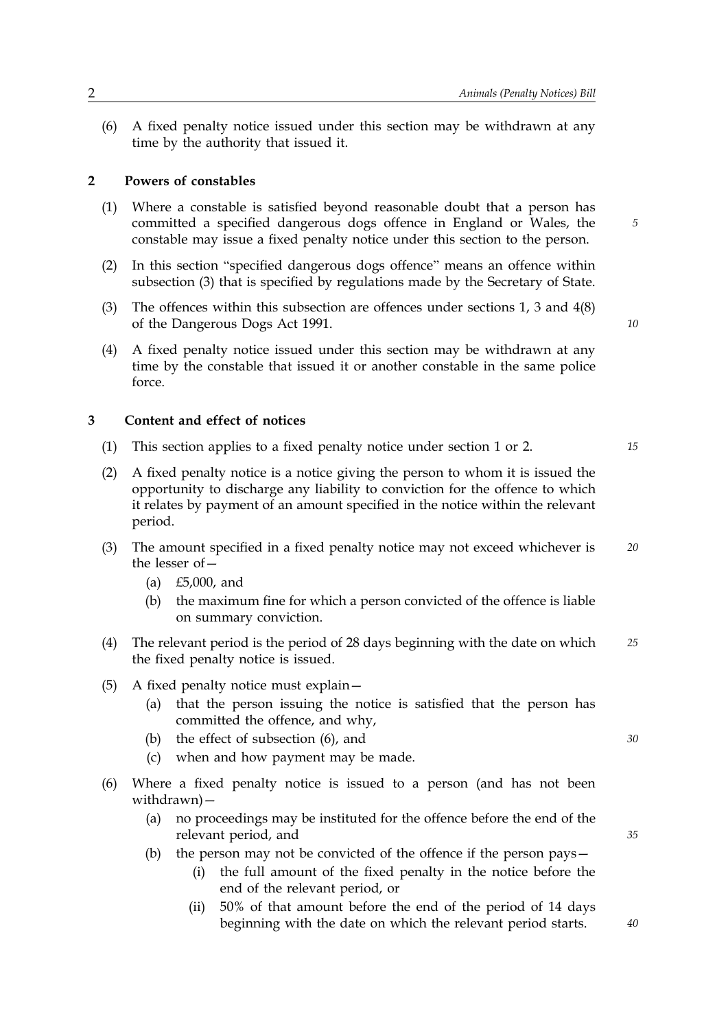(6) A fixed penalty notice issued under this section may be withdrawn at any time by the authority that issued it.

## 2 Powers of constables

(1) Where a constable is satisfied beyond reasonable doubt that a person has committed a specified dangerous dogs offence in England or Wales, the constable may issue a fixed penalty notice under this section to the person.

(2) In this section "specified dangerous dogs offence" means an offence within subsection (3) that is specified by regulations made by the Secretary of State.

(3) The offences within this subsection are offences under sections 1, 3 and 4(8) of the Dangerous Dogs Act 1991.

(4) A fixed penalty notice issued under this section may be withdrawn at any time by the constable that issued it or another constable in the same police force.

## 3 Content and effect of notices

(1) This section applies to a fixed penalty notice under section 1 or 2.

(2) A fixed penalty notice is a notice giving the person to whom it is issued the opportunity to discharge any liability to conviction for the offence to which it relates by payment of an amount specified in the notice within the relevant period.

(3) The amount specified in a fixed penalty notice may not exceed whichever is the lesser of—
   - (a) £5,000, and
   - (b) the maximum fine for which a person convicted of the offence is liable on summary conviction.

(4) The relevant period is the period of 28 days beginning with the date on which the fixed penalty notice is issued.

(5) A fixed penalty notice must explain—
   - (a) that the person issuing the notice is satisfied that the person has committed the offence, and why,
   - (b) the effect of subsection (6), and
   - (c) when and how payment may be made.

(6) Where a fixed penalty notice is issued to a person (and has not been withdrawn)—
   - (a) no proceedings may be instituted for the offence before the end of the relevant period, and
   - (b) the person may not be convicted of the offence if the person pays—
      - (i) the full amount of the fixed penalty in the notice before the end of the relevant period, or
      - (ii) 50% of that amount before the end of the period of 14 days beginning with the date on which the relevant period starts.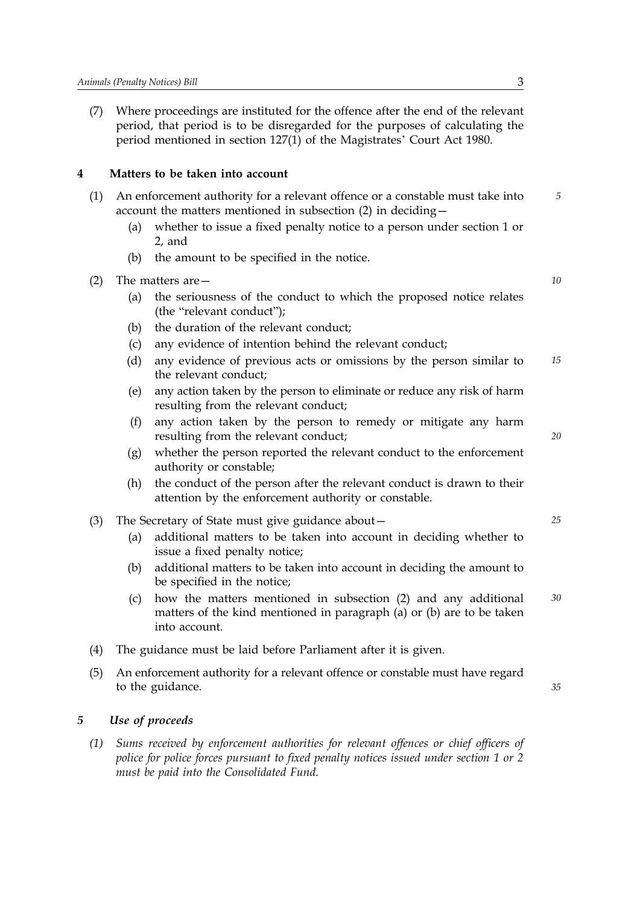(7) Where proceedings are instituted for the offence after the end of the relevant period, that period is to be disregarded for the purposes of calculating the period mentioned in section 127(1) of the Magistrates' Court Act 1980.

## 4 Matters to be taken into account

(1) An enforcement authority for a relevant offence or a constable must take into account the matters mentioned in subsection (2) in deciding—

  - (a) whether to issue a fixed penalty notice to a person under section 1 or 2, and
  - (b) the amount to be specified in the notice.

(2) The matters are—

  - (a) the seriousness of the conduct to which the proposed notice relates (the "relevant conduct");
  - (b) the duration of the relevant conduct;
  - (c) any evidence of intention behind the relevant conduct;
  - (d) any evidence of previous acts or omissions by the person similar to the relevant conduct;
  - (e) any action taken by the person to eliminate or reduce any risk of harm resulting from the relevant conduct;
  - (f) any action taken by the person to remedy or mitigate any harm resulting from the relevant conduct;
  - (g) whether the person reported the relevant conduct to the enforcement authority or constable;
  - (h) the conduct of the person after the relevant conduct is drawn to their attention by the enforcement authority or constable.

(3) The Secretary of State must give guidance about—

  - (a) additional matters to be taken into account in deciding whether to issue a fixed penalty notice;
  - (b) additional matters to be taken into account in deciding the amount to be specified in the notice;
  - (c) how the matters mentioned in subsection (2) and any additional matters of the kind mentioned in paragraph (a) or (b) are to be taken into account.

(4) The guidance must be laid before Parliament after it is given.

(5) An enforcement authority for a relevant offence or constable must have regard to the guidance.

## *5 Use of proceeds*

*(1) Sums received by enforcement authorities for relevant offences or chief officers of police for police forces pursuant to fixed penalty notices issued under section 1 or 2 must be paid into the Consolidated Fund.*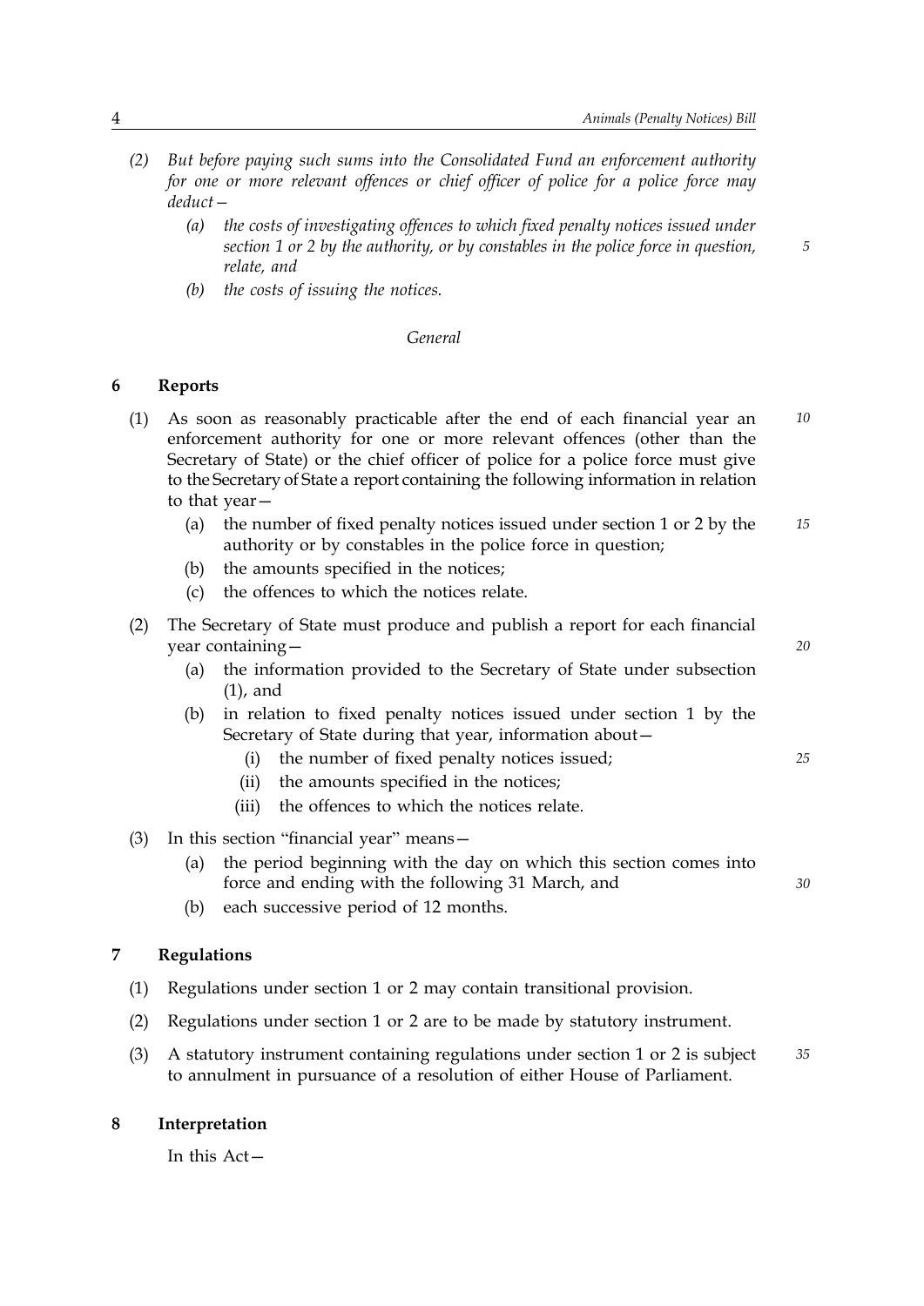*(2) But before paying such sums into the Consolidated Fund an enforcement authority for one or more relevant offences or chief officer of police for a police force may deduct—*

*(a) the costs of investigating offences to which fixed penalty notices issued under section 1 or 2 by the authority, or by constables in the police force in question, relate, and*

*(b) the costs of issuing the notices.*

*General*

## 6 Reports

(1) As soon as reasonably practicable after the end of each financial year an enforcement authority for one or more relevant offences (other than the Secretary of State) or the chief officer of police for a police force must give to the Secretary of State a report containing the following information in relation to that year—

- (a) the number of fixed penalty notices issued under section 1 or 2 by the authority or by constables in the police force in question;
- (b) the amounts specified in the notices;
- (c) the offences to which the notices relate.

(2) The Secretary of State must produce and publish a report for each financial year containing—

- (a) the information provided to the Secretary of State under subsection (1), and
- (b) in relation to fixed penalty notices issued under section 1 by the Secretary of State during that year, information about—
  - (i) the number of fixed penalty notices issued;
  - (ii) the amounts specified in the notices;
  - (iii) the offences to which the notices relate.

(3) In this section "financial year" means—

- (a) the period beginning with the day on which this section comes into force and ending with the following 31 March, and
- (b) each successive period of 12 months.

## 7 Regulations

(1) Regulations under section 1 or 2 may contain transitional provision.

(2) Regulations under section 1 or 2 are to be made by statutory instrument.

(3) A statutory instrument containing regulations under section 1 or 2 is subject to annulment in pursuance of a resolution of either House of Parliament.

## 8 Interpretation

In this Act—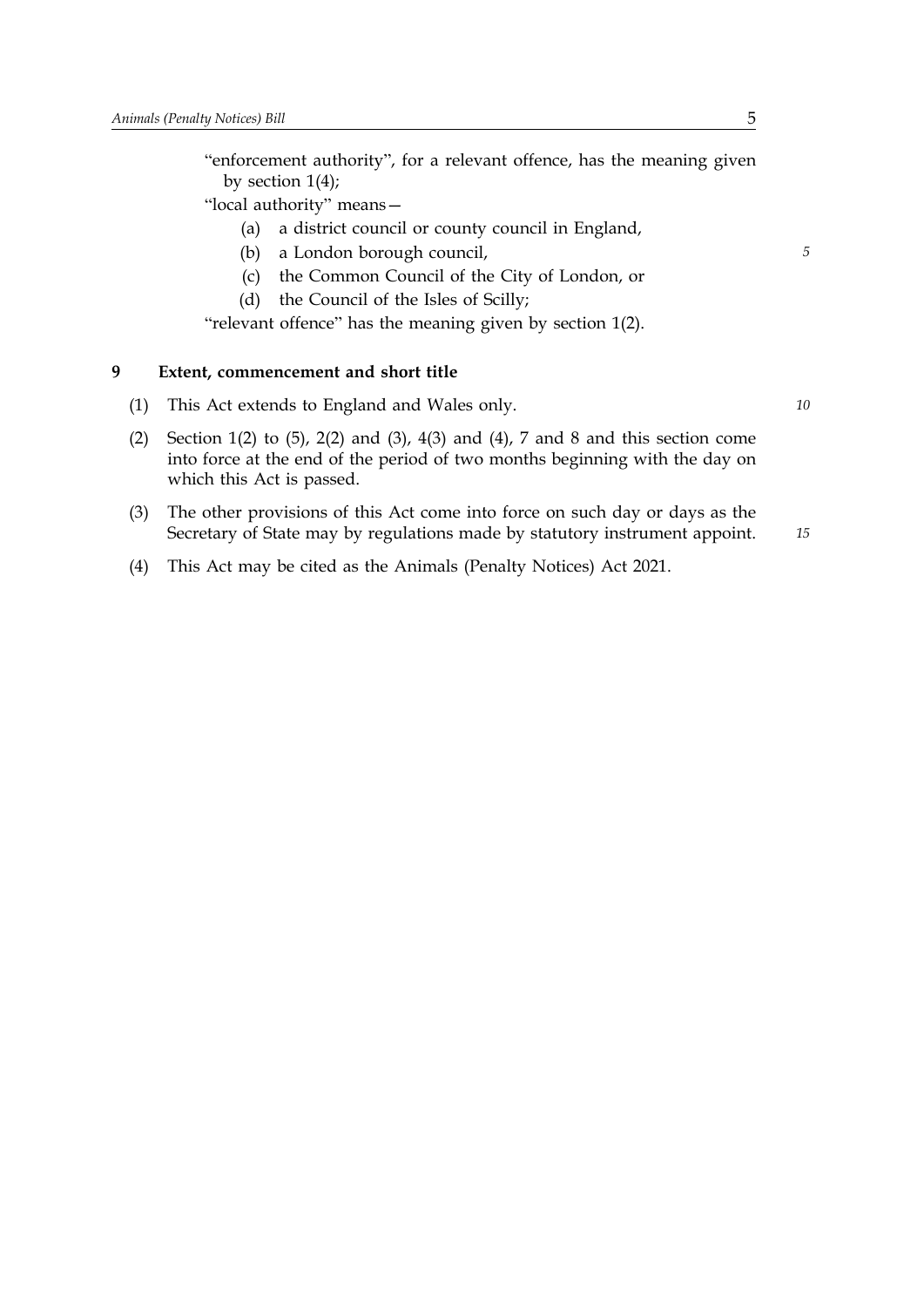"enforcement authority", for a relevant offence, has the meaning given by section 1(4);

"local authority" means—

(a) a district council or county council in England,

(b) a London borough council,

(c) the Common Council of the City of London, or

(d) the Council of the Isles of Scilly;

"relevant offence" has the meaning given by section 1(2).

### 9 Extent, commencement and short title

(1) This Act extends to England and Wales only.

(2) Section 1(2) to (5), 2(2) and (3), 4(3) and (4), 7 and 8 and this section come into force at the end of the period of two months beginning with the day on which this Act is passed.

(3) The other provisions of this Act come into force on such day or days as the Secretary of State may by regulations made by statutory instrument appoint.

(4) This Act may be cited as the Animals (Penalty Notices) Act 2021.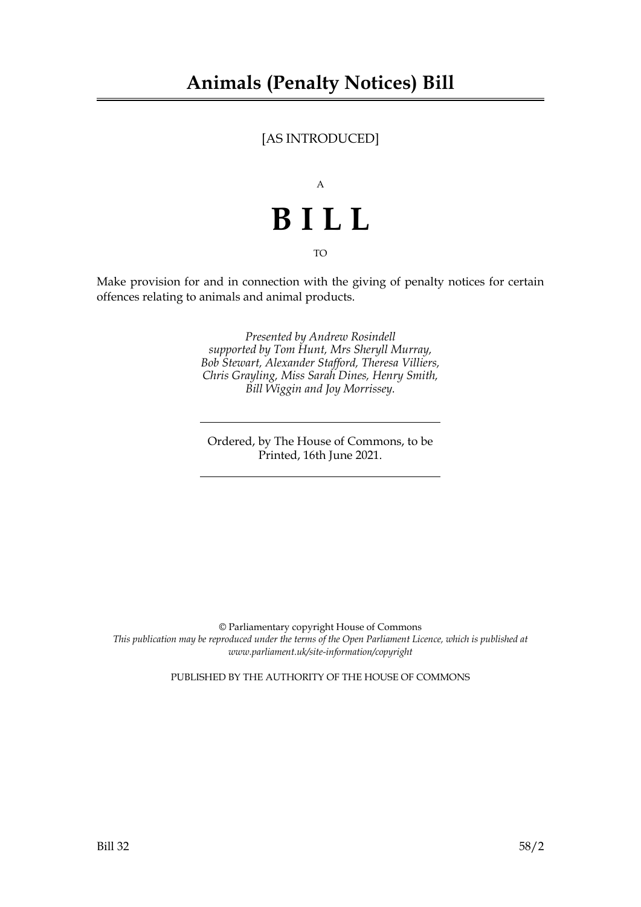# Animals (Penalty Notices) Bill

[AS INTRODUCED]

A

# B I L L

TO

Make provision for and in connection with the giving of penalty notices for certain offences relating to animals and animal products.

*Presented by Andrew Rosindell supported by Tom Hunt, Mrs Sheryll Murray, Bob Stewart, Alexander Stafford, Theresa Villiers, Chris Grayling, Miss Sarah Dines, Henry Smith, Bill Wiggin and Joy Morrissey.*

Ordered, by The House of Commons, to be Printed, 16th June 2021.

© Parliamentary copyright House of Commons
*This publication may be reproduced under the terms of the Open Parliament Licence, which is published at www.parliament.uk/site-information/copyright*

PUBLISHED BY THE AUTHORITY OF THE HOUSE OF COMMONS

Bill 32 58/2